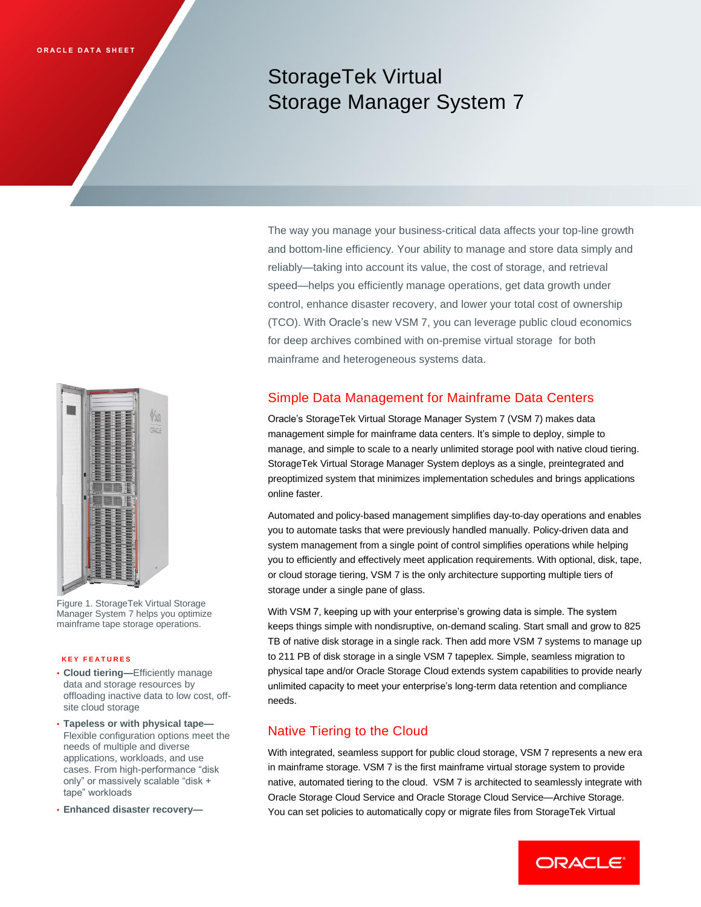ORACLE DATA SHEET

# StorageTek Virtual Storage Manager System 7

The way you manage your business-critical data affects your top-line growth and bottom-line efficiency. Your ability to manage and store data simply and reliably—taking into account its value, the cost of storage, and retrieval speed—helps you efficiently manage operations, get data growth under control, enhance disaster recovery, and lower your total cost of ownership (TCO). With Oracle's new VSM 7, you can leverage public cloud economics for deep archives combined with on-premise virtual storage for both mainframe and heterogeneous systems data.

Figure 1. StorageTek Virtual Storage Manager System 7 helps you optimize mainframe tape storage operations.

**KEY FEATURES**

- **Cloud tiering—**Efficiently manage data and storage resources by offloading inactive data to low cost, off-site cloud storage
- **Tapeless or with physical tape—** Flexible configuration options meet the needs of multiple and diverse applications, workloads, and use cases. From high-performance "disk only" or massively scalable "disk + tape" workloads
- **Enhanced disaster recovery—**

## Simple Data Management for Mainframe Data Centers

Oracle's StorageTek Virtual Storage Manager System 7 (VSM 7) makes data management simple for mainframe data centers. It's simple to deploy, simple to manage, and simple to scale to a nearly unlimited storage pool with native cloud tiering. StorageTek Virtual Storage Manager System deploys as a single, preintegrated and preoptimized system that minimizes implementation schedules and brings applications online faster.

Automated and policy-based management simplifies day-to-day operations and enables you to automate tasks that were previously handled manually. Policy-driven data and system management from a single point of control simplifies operations while helping you to efficiently and effectively meet application requirements. With optional, disk, tape, or cloud storage tiering, VSM 7 is the only architecture supporting multiple tiers of storage under a single pane of glass.

With VSM 7, keeping up with your enterprise's growing data is simple. The system keeps things simple with nondisruptive, on-demand scaling. Start small and grow to 825 TB of native disk storage in a single rack. Then add more VSM 7 systems to manage up to 211 PB of disk storage in a single VSM 7 tapeplex. Simple, seamless migration to physical tape and/or Oracle Storage Cloud extends system capabilities to provide nearly unlimited capacity to meet your enterprise's long-term data retention and compliance needs.

## Native Tiering to the Cloud

With integrated, seamless support for public cloud storage, VSM 7 represents a new era in mainframe storage. VSM 7 is the first mainframe virtual storage system to provide native, automated tiering to the cloud. VSM 7 is architected to seamlessly integrate with Oracle Storage Cloud Service and Oracle Storage Cloud Service—Archive Storage. You can set policies to automatically copy or migrate files from StorageTek Virtual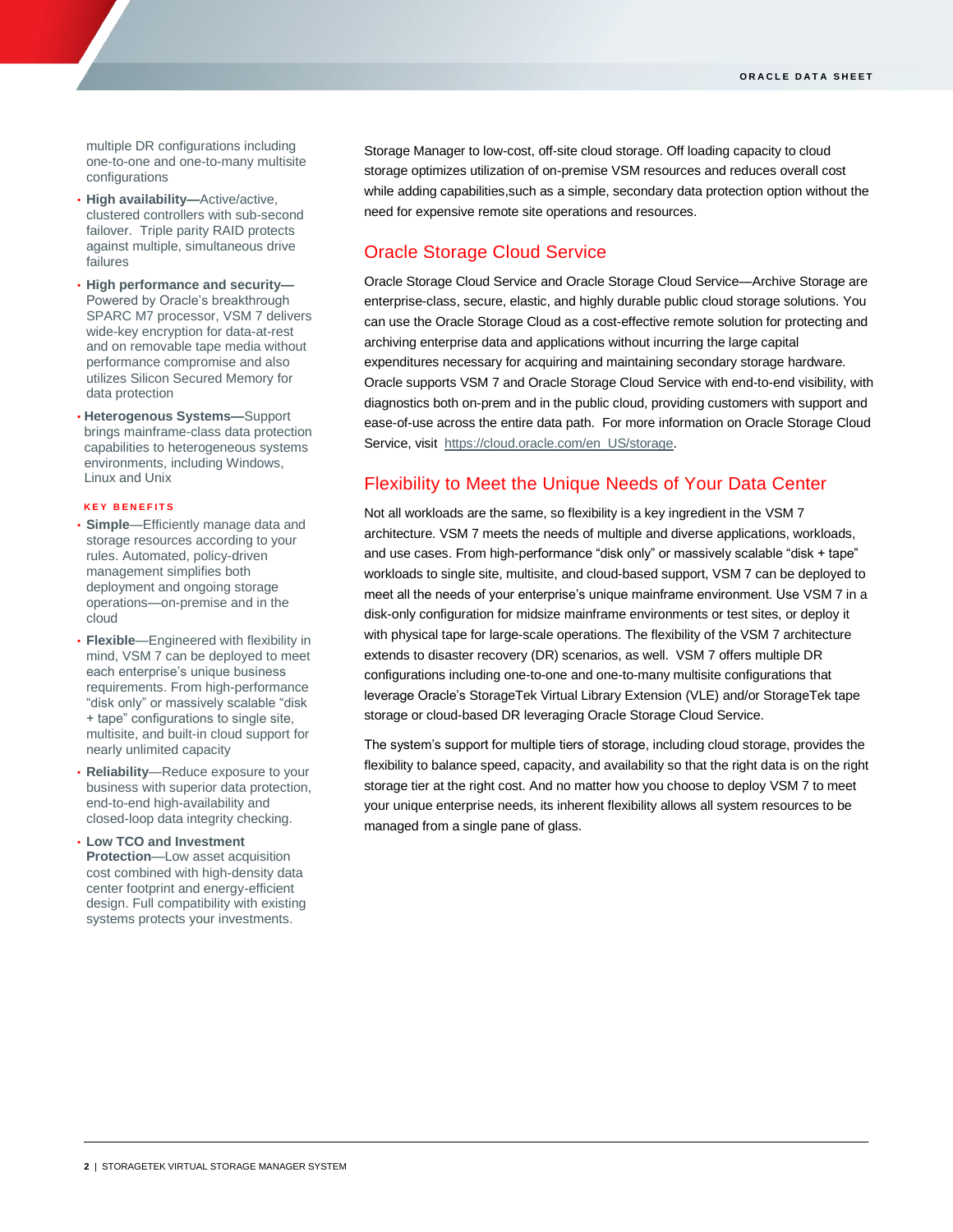multiple DR configurations including one-to-one and one-to-many multisite configurations

- **High availability—**Active/active, clustered controllers with sub-second failover. Triple parity RAID protects against multiple, simultaneous drive failures
- **High performance and security—** Powered by Oracle's breakthrough SPARC M7 processor, VSM 7 delivers wide-key encryption for data-at-rest and on removable tape media without performance compromise and also utilizes Silicon Secured Memory for data protection
- **Heterogenous Systems—**Support brings mainframe-class data protection capabilities to heterogeneous systems environments, including Windows, Linux and Unix

### KEY BENEFITS

- **Simple**—Efficiently manage data and storage resources according to your rules. Automated, policy-driven management simplifies both deployment and ongoing storage operations—on-premise and in the cloud
- **Flexible**—Engineered with flexibility in mind, VSM 7 can be deployed to meet each enterprise's unique business requirements. From high-performance "disk only" or massively scalable "disk + tape" configurations to single site, multisite, and built-in cloud support for nearly unlimited capacity
- **Reliability**—Reduce exposure to your business with superior data protection, end-to-end high-availability and closed-loop data integrity checking.
- **Low TCO and Investment Protection**—Low asset acquisition cost combined with high-density data center footprint and energy-efficient design. Full compatibility with existing systems protects your investments.

Storage Manager to low-cost, off-site cloud storage. Off loading capacity to cloud storage optimizes utilization of on-premise VSM resources and reduces overall cost while adding capabilities,such as a simple, secondary data protection option without the need for expensive remote site operations and resources.

## Oracle Storage Cloud Service

Oracle Storage Cloud Service and Oracle Storage Cloud Service—Archive Storage are enterprise-class, secure, elastic, and highly durable public cloud storage solutions. You can use the Oracle Storage Cloud as a cost-effective remote solution for protecting and archiving enterprise data and applications without incurring the large capital expenditures necessary for acquiring and maintaining secondary storage hardware. Oracle supports VSM 7 and Oracle Storage Cloud Service with end-to-end visibility, with diagnostics both on-prem and in the public cloud, providing customers with support and ease-of-use across the entire data path. For more information on Oracle Storage Cloud Service, visit https://cloud.oracle.com/en_US/storage.

## Flexibility to Meet the Unique Needs of Your Data Center

Not all workloads are the same, so flexibility is a key ingredient in the VSM 7 architecture. VSM 7 meets the needs of multiple and diverse applications, workloads, and use cases. From high-performance "disk only" or massively scalable "disk + tape" workloads to single site, multisite, and cloud-based support, VSM 7 can be deployed to meet all the needs of your enterprise's unique mainframe environment. Use VSM 7 in a disk-only configuration for midsize mainframe environments or test sites, or deploy it with physical tape for large-scale operations. The flexibility of the VSM 7 architecture extends to disaster recovery (DR) scenarios, as well. VSM 7 offers multiple DR configurations including one-to-one and one-to-many multisite configurations that leverage Oracle's StorageTek Virtual Library Extension (VLE) and/or StorageTek tape storage or cloud-based DR leveraging Oracle Storage Cloud Service.

The system's support for multiple tiers of storage, including cloud storage, provides the flexibility to balance speed, capacity, and availability so that the right data is on the right storage tier at the right cost. And no matter how you choose to deploy VSM 7 to meet your unique enterprise needs, its inherent flexibility allows all system resources to be managed from a single pane of glass.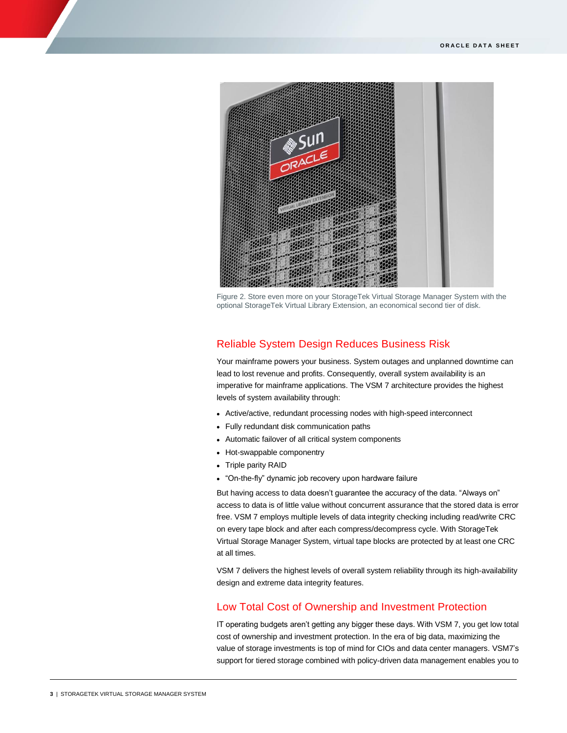Figure 2. Store even more on your StorageTek Virtual Storage Manager System with the optional StorageTek Virtual Library Extension, an economical second tier of disk.

## Reliable System Design Reduces Business Risk

Your mainframe powers your business. System outages and unplanned downtime can lead to lost revenue and profits. Consequently, overall system availability is an imperative for mainframe applications. The VSM 7 architecture provides the highest levels of system availability through:

- Active/active, redundant processing nodes with high-speed interconnect
- Fully redundant disk communication paths
- Automatic failover of all critical system components
- Hot-swappable componentry
- Triple parity RAID
- "On-the-fly" dynamic job recovery upon hardware failure

But having access to data doesn't guarantee the accuracy of the data. "Always on" access to data is of little value without concurrent assurance that the stored data is error free. VSM 7 employs multiple levels of data integrity checking including read/write CRC on every tape block and after each compress/decompress cycle. With StorageTek Virtual Storage Manager System, virtual tape blocks are protected by at least one CRC at all times.

VSM 7 delivers the highest levels of overall system reliability through its high-availability design and extreme data integrity features.

## Low Total Cost of Ownership and Investment Protection

IT operating budgets aren't getting any bigger these days. With VSM 7, you get low total cost of ownership and investment protection. In the era of big data, maximizing the value of storage investments is top of mind for CIOs and data center managers. VSM7's support for tiered storage combined with policy-driven data management enables you to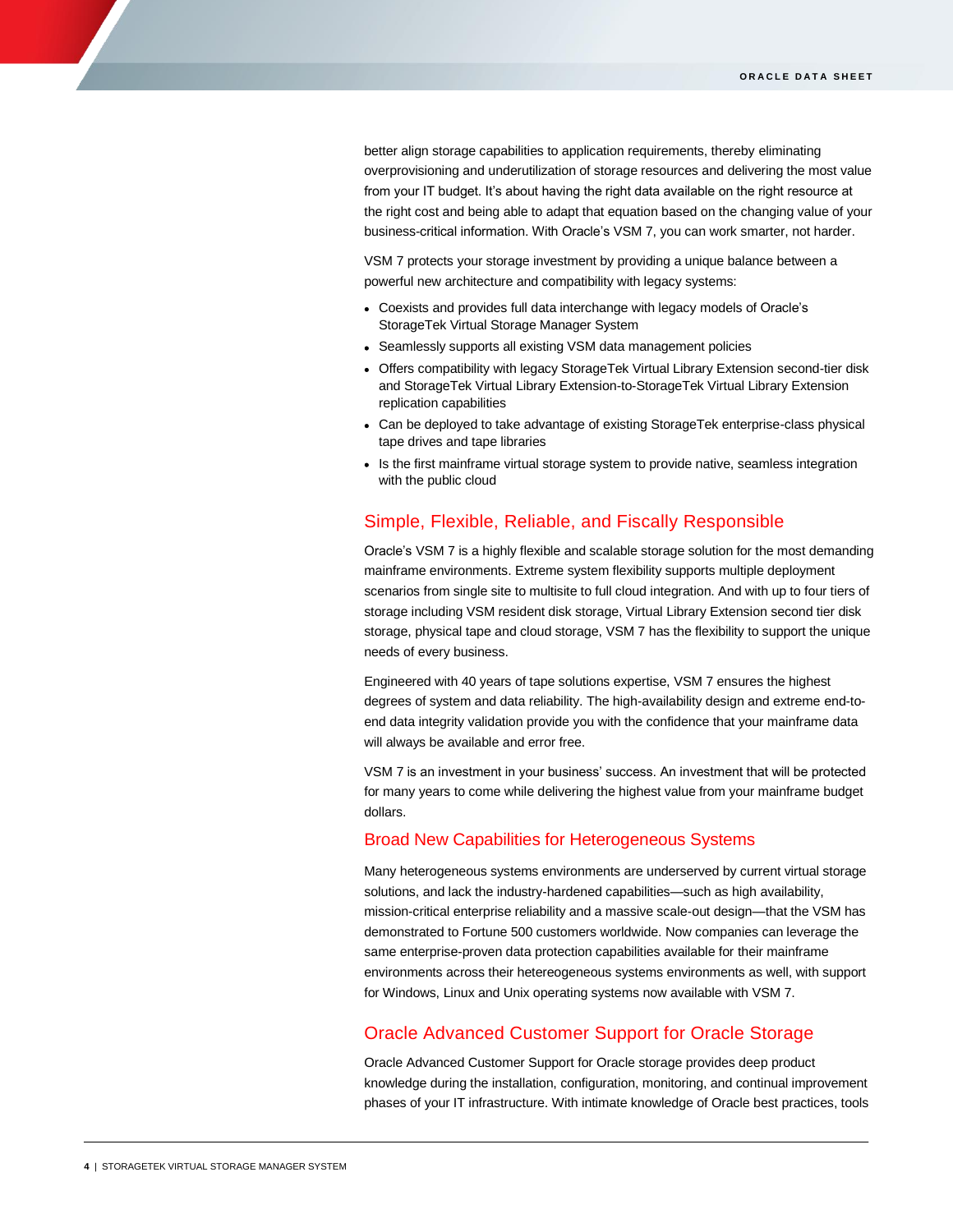better align storage capabilities to application requirements, thereby eliminating overprovisioning and underutilization of storage resources and delivering the most value from your IT budget. It's about having the right data available on the right resource at the right cost and being able to adapt that equation based on the changing value of your business-critical information. With Oracle's VSM 7, you can work smarter, not harder.

VSM 7 protects your storage investment by providing a unique balance between a powerful new architecture and compatibility with legacy systems:

- Coexists and provides full data interchange with legacy models of Oracle's StorageTek Virtual Storage Manager System
- Seamlessly supports all existing VSM data management policies
- Offers compatibility with legacy StorageTek Virtual Library Extension second-tier disk and StorageTek Virtual Library Extension-to-StorageTek Virtual Library Extension replication capabilities
- Can be deployed to take advantage of existing StorageTek enterprise-class physical tape drives and tape libraries
- Is the first mainframe virtual storage system to provide native, seamless integration with the public cloud

## Simple, Flexible, Reliable, and Fiscally Responsible

Oracle's VSM 7 is a highly flexible and scalable storage solution for the most demanding mainframe environments. Extreme system flexibility supports multiple deployment scenarios from single site to multisite to full cloud integration. And with up to four tiers of storage including VSM resident disk storage, Virtual Library Extension second tier disk storage, physical tape and cloud storage, VSM 7 has the flexibility to support the unique needs of every business.

Engineered with 40 years of tape solutions expertise, VSM 7 ensures the highest degrees of system and data reliability. The high-availability design and extreme end-to-end data integrity validation provide you with the confidence that your mainframe data will always be available and error free.

VSM 7 is an investment in your business' success. An investment that will be protected for many years to come while delivering the highest value from your mainframe budget dollars.

## Broad New Capabilities for Heterogeneous Systems

Many heterogeneous systems environments are underserved by current virtual storage solutions, and lack the industry-hardened capabilities—such as high availability, mission-critical enterprise reliability and a massive scale-out design—that the VSM has demonstrated to Fortune 500 customers worldwide. Now companies can leverage the same enterprise-proven data protection capabilities available for their mainframe environments across their hetereogeneous systems environments as well, with support for Windows, Linux and Unix operating systems now available with VSM 7.

## Oracle Advanced Customer Support for Oracle Storage

Oracle Advanced Customer Support for Oracle storage provides deep product knowledge during the installation, configuration, monitoring, and continual improvement phases of your IT infrastructure. With intimate knowledge of Oracle best practices, tools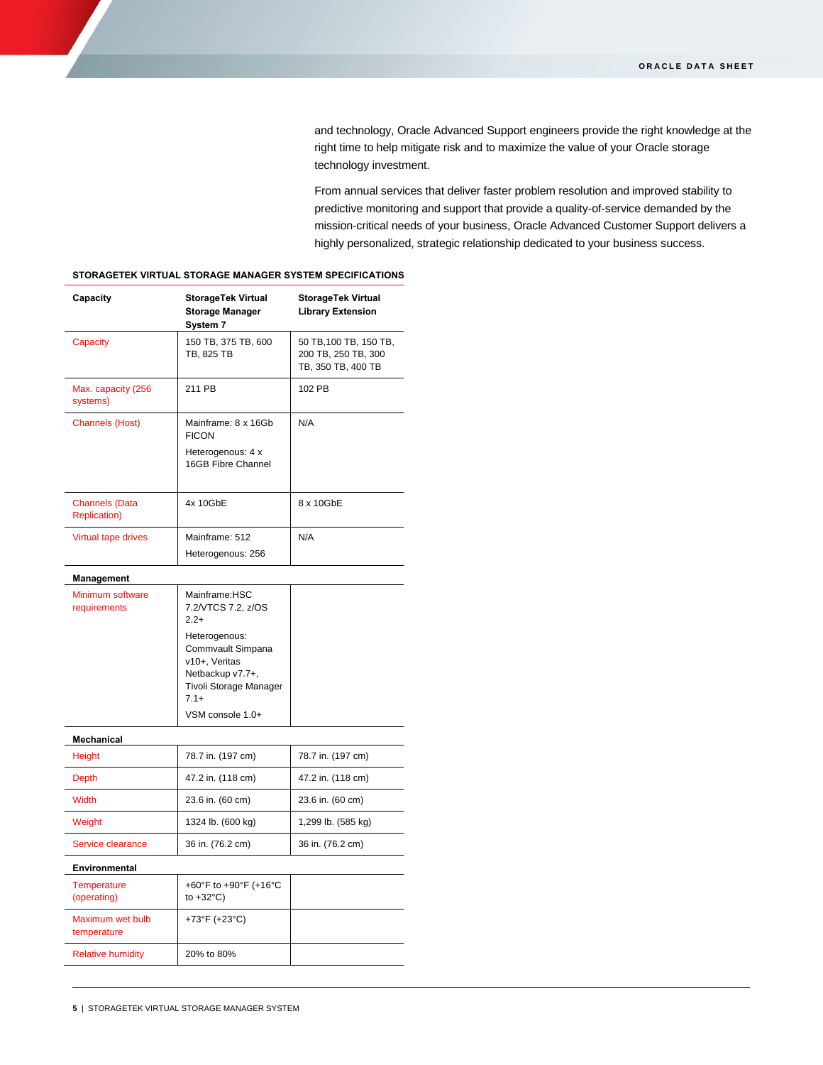and technology, Oracle Advanced Support engineers provide the right knowledge at the right time to help mitigate risk and to maximize the value of your Oracle storage technology investment.

From annual services that deliver faster problem resolution and improved stability to predictive monitoring and support that provide a quality-of-service demanded by the mission-critical needs of your business, Oracle Advanced Customer Support delivers a highly personalized, strategic relationship dedicated to your business success.

**STORAGETEK VIRTUAL STORAGE MANAGER SYSTEM SPECIFICATIONS**

| Capacity | StorageTek Virtual Storage Manager System 7 | StorageTek Virtual Library Extension |
|---|---|---|
| Capacity | 150 TB, 375 TB, 600 TB, 825 TB | 50 TB,100 TB, 150 TB, 200 TB, 250 TB, 300 TB, 350 TB, 400 TB |
| Max. capacity (256 systems) | 211 PB | 102 PB |
| Channels (Host) | Mainframe: 8 x 16Gb FICON<br>Heterogenous: 4 x 16GB Fibre Channel | N/A |
| Channels (Data Replication) | 4x 10GbE | 8 x 10GbE |
| Virtual tape drives | Mainframe: 512<br>Heterogenous: 256 | N/A |
| **Management** | | |
| Minimum software requirements | Mainframe:HSC 7.2/VTCS 7.2, z/OS 2.2+<br>Heterogenous: Commvault Simpana v10+, Veritas Netbackup v7.7+, Tivoli Storage Manager 7.1+<br>VSM console 1.0+ | |
| **Mechanical** | | |
| Height | 78.7 in. (197 cm) | 78.7 in. (197 cm) |
| Depth | 47.2 in. (118 cm) | 47.2 in. (118 cm) |
| Width | 23.6 in. (60 cm) | 23.6 in. (60 cm) |
| Weight | 1324 lb. (600 kg) | 1,299 lb. (585 kg) |
| Service clearance | 36 in. (76.2 cm) | 36 in. (76.2 cm) |
| **Environmental** | | |
| Temperature (operating) | +60°F to +90°F (+16°C to +32°C) | |
| Maximum wet bulb temperature | +73°F (+23°C) | |
| Relative humidity | 20% to 80% | |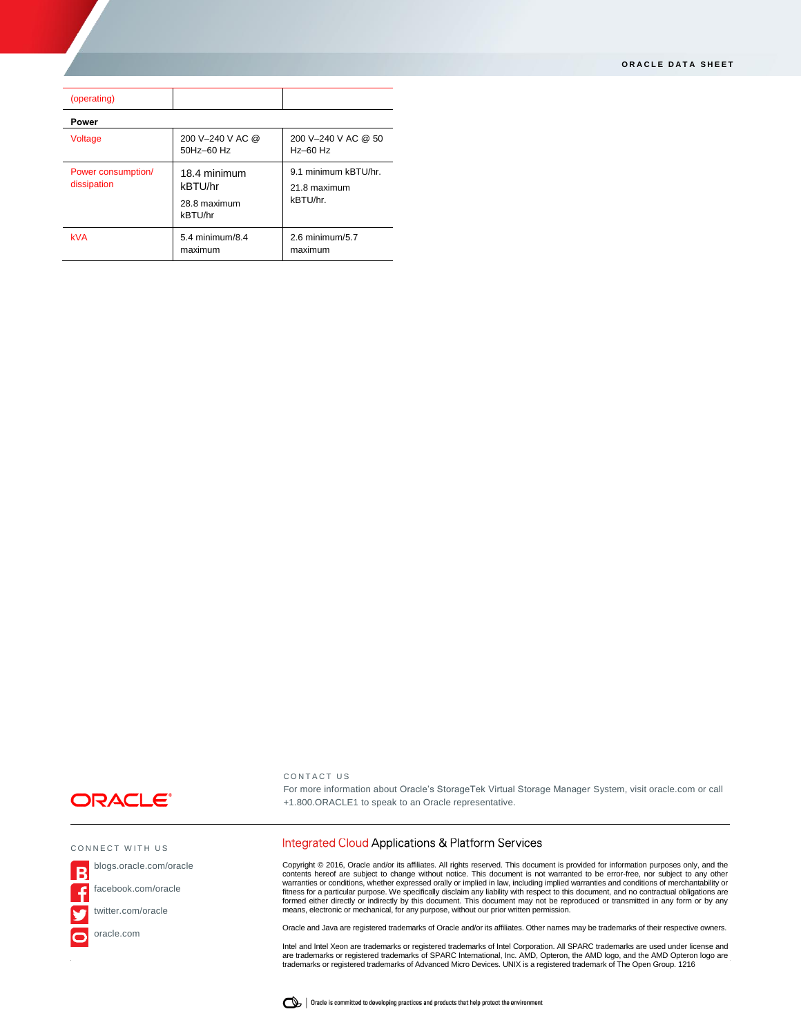| | | |
|---|---|---|
| (operating) | | |
| **Power** | | |
| Voltage | 200 V–240 V AC @ 50Hz–60 Hz | 200 V–240 V AC @ 50 Hz–60 Hz |
| Power consumption/ dissipation | 18.4 minimum kBTU/hr<br>28.8 maximum kBTU/hr | 9.1 minimum kBTU/hr.<br>21.8 maximum kBTU/hr. |
| kVA | 5.4 minimum/8.4 maximum | 2.6 minimum/5.7 maximum |

CONTACT US

For more information about Oracle's StorageTek Virtual Storage Manager System, visit oracle.com or call +1.800.ORACLE1 to speak to an Oracle representative.

CONNECT WITH US

blogs.oracle.com/oracle

facebook.com/oracle

twitter.com/oracle

oracle.com

Integrated Cloud Applications & Platform Services

Copyright © 2016, Oracle and/or its affiliates. All rights reserved. This document is provided for information purposes only, and the contents hereof are subject to change without notice. This document is not warranted to be error-free, nor subject to any other warranties or conditions, whether expressed orally or implied in law, including implied warranties and conditions of merchantability or fitness for a particular purpose. We specifically disclaim any liability with respect to this document, and no contractual obligations are formed either directly or indirectly by this document. This document may not be reproduced or transmitted in any form or by any means, electronic or mechanical, for any purpose, without our prior written permission.

Oracle and Java are registered trademarks of Oracle and/or its affiliates. Other names may be trademarks of their respective owners.

Intel and Intel Xeon are trademarks or registered trademarks of Intel Corporation. All SPARC trademarks are used under license and are trademarks or registered trademarks of SPARC International, Inc. AMD, Opteron, the AMD logo, and the AMD Opteron logo are trademarks or registered trademarks of Advanced Micro Devices. UNIX is a registered trademark of The Open Group. 1216

Oracle is committed to developing practices and products that help protect the environment